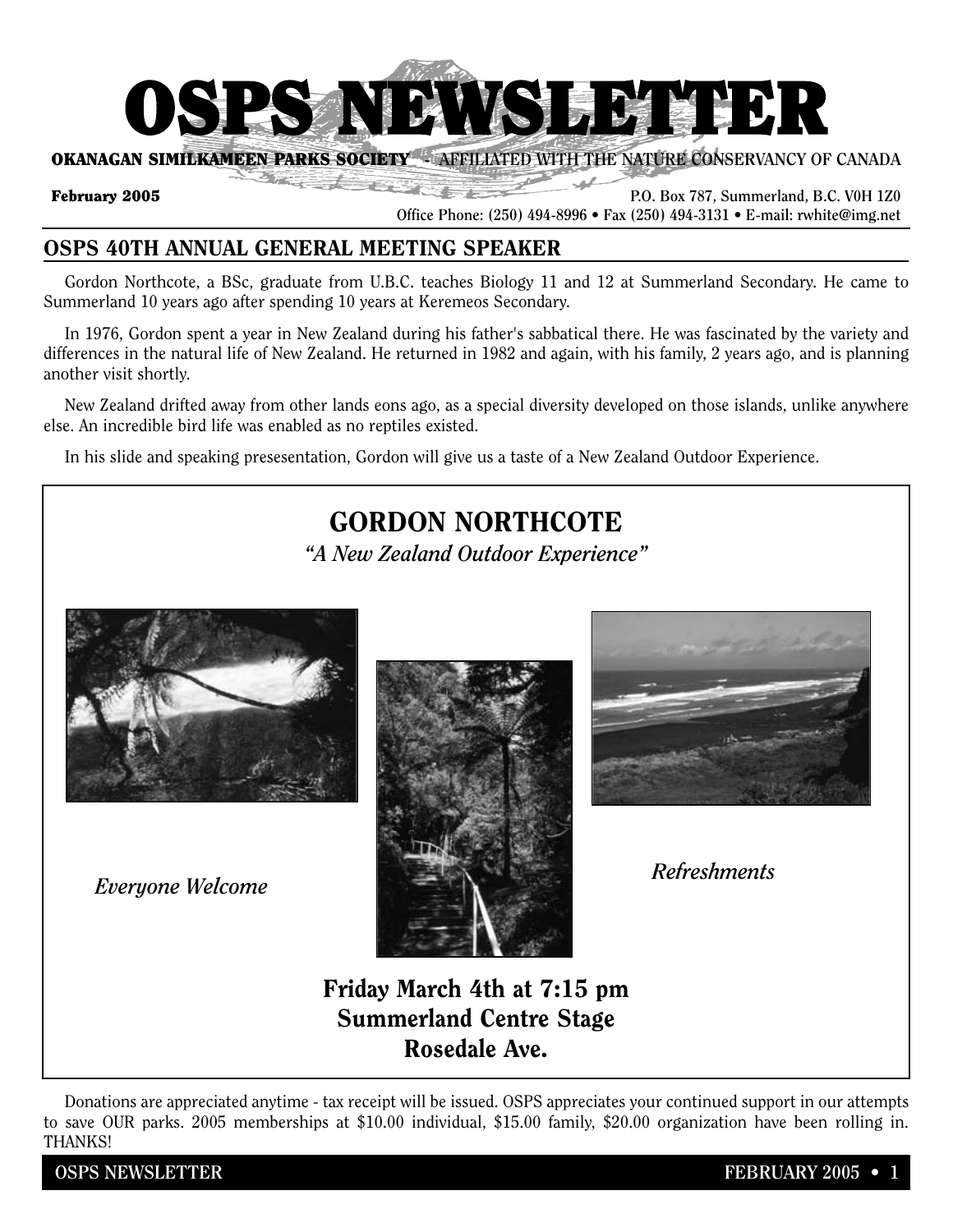# OSPS NEWSLETTER

**OKANAGAN SIMILKAMEEN PARKS SOCIETY** - AFFILIATED WITH THE NATURE CONSERVANCY OF CANADA

**February 2005**

P.O. Box 787, Summerland, B.C. V0H 1Z0
Office Phone: (250) 494-8996 • Fax (250) 494-3131 • E-mail: rwhite@img.net

## OSPS 40TH ANNUAL GENERAL MEETING SPEAKER

Gordon Northcote, a BSc, graduate from U.B.C. teaches Biology 11 and 12 at Summerland Secondary. He came to Summerland 10 years ago after spending 10 years at Keremeos Secondary.

In 1976, Gordon spent a year in New Zealand during his father's sabbatical there. He was fascinated by the variety and differences in the natural life of New Zealand. He returned in 1982 and again, with his family, 2 years ago, and is planning another visit shortly.

New Zealand drifted away from other lands eons ago, as a special diversity developed on those islands, unlike anywhere else. An incredible bird life was enabled as no reptiles existed.

In his slide and speaking presesentation, Gordon will give us a taste of a New Zealand Outdoor Experience.

## GORDON NORTHCOTE

*"A New Zealand Outdoor Experience"*

*Everyone Welcome*

*Refreshments*

**Friday March 4th at 7:15 pm**
**Summerland Centre Stage**
**Rosedale Ave.**

Donations are appreciated anytime - tax receipt will be issued. OSPS appreciates your continued support in our attempts to save OUR parks. 2005 memberships at $10.00 individual, $15.00 family, $20.00 organization have been rolling in. THANKS!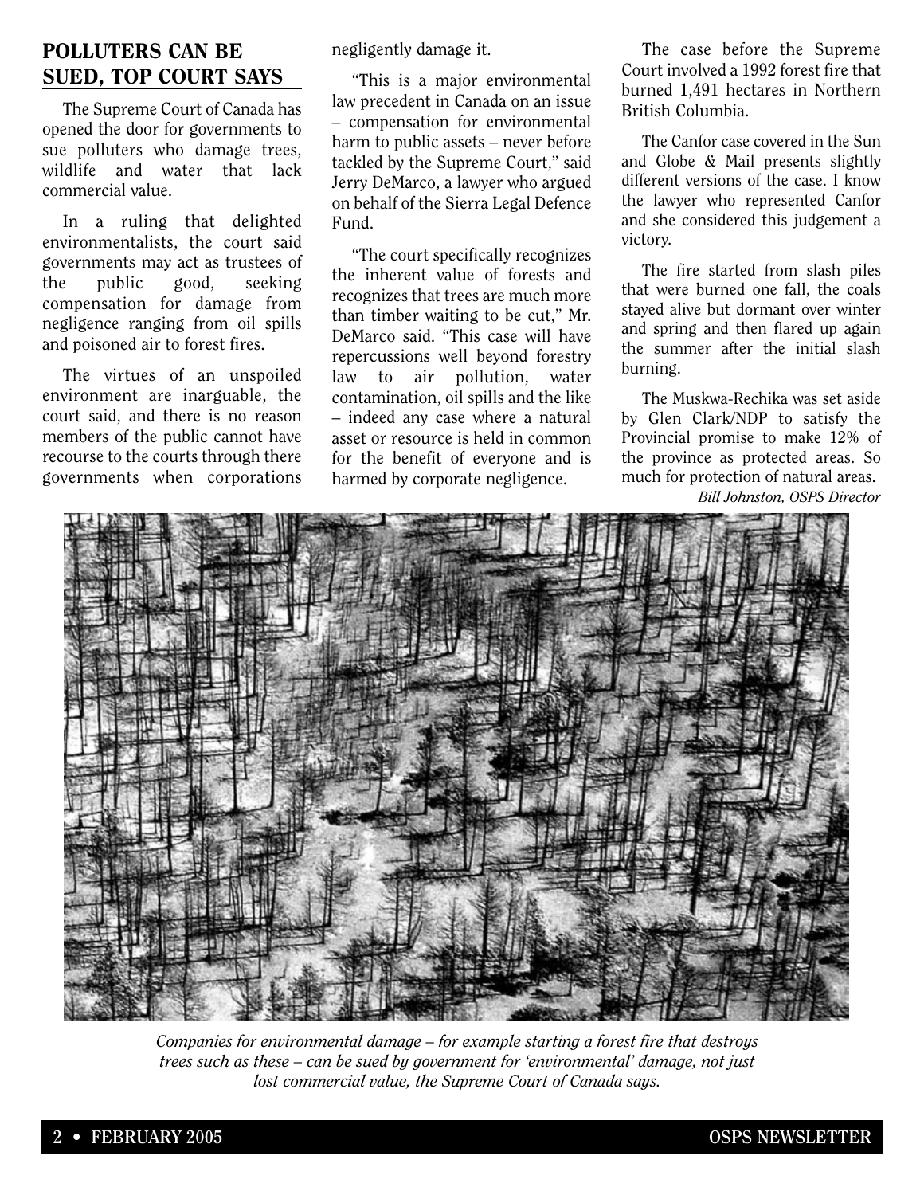## POLLUTERS CAN BE SUED, TOP COURT SAYS

The Supreme Court of Canada has opened the door for governments to sue polluters who damage trees, wildlife and water that lack commercial value.

In a ruling that delighted environmentalists, the court said governments may act as trustees of the public good, seeking compensation for damage from negligence ranging from oil spills and poisoned air to forest fires.

The virtues of an unspoiled environment are inarguable, the court said, and there is no reason members of the public cannot have recourse to the courts through there governments when corporations negligently damage it.

"This is a major environmental law precedent in Canada on an issue – compensation for environmental harm to public assets – never before tackled by the Supreme Court," said Jerry DeMarco, a lawyer who argued on behalf of the Sierra Legal Defence Fund.

"The court specifically recognizes the inherent value of forests and recognizes that trees are much more than timber waiting to be cut," Mr. DeMarco said. "This case will have repercussions well beyond forestry law to air pollution, water contamination, oil spills and the like – indeed any case where a natural asset or resource is held in common for the benefit of everyone and is harmed by corporate negligence.

The case before the Supreme Court involved a 1992 forest fire that burned 1,491 hectares in Northern British Columbia.

The Canfor case covered in the Sun and Globe & Mail presents slightly different versions of the case. I know the lawyer who represented Canfor and she considered this judgement a victory.

The fire started from slash piles that were burned one fall, the coals stayed alive but dormant over winter and spring and then flared up again the summer after the initial slash burning.

The Muskwa-Rechika was set aside by Glen Clark/NDP to satisfy the Provincial promise to make 12% of the province as protected areas. So much for protection of natural areas.

*Bill Johnston, OSPS Director*

*Companies for environmental damage – for example starting a forest fire that destroys trees such as these – can be sued by government for 'environmental' damage, not just lost commercial value, the Supreme Court of Canada says.*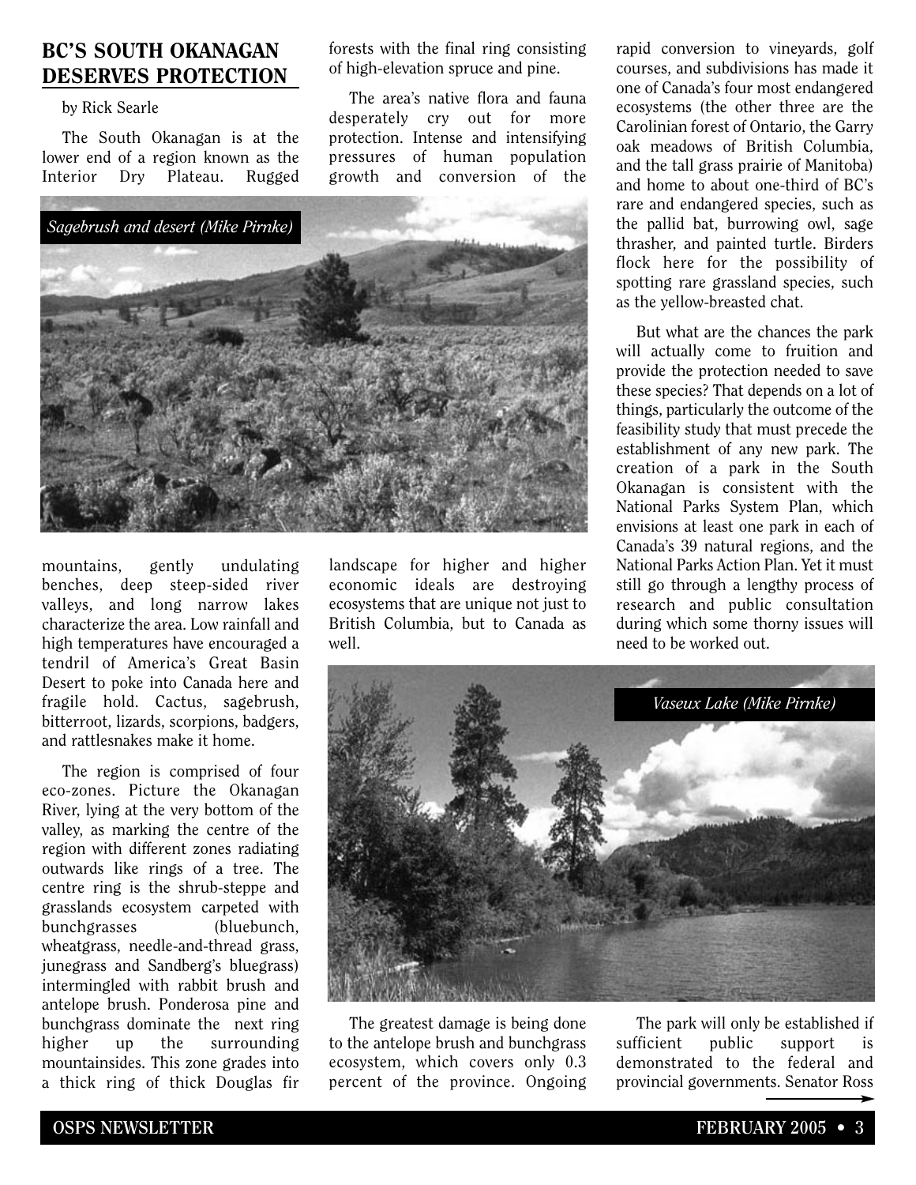## BC'S SOUTH OKANAGAN DESERVES PROTECTION

by Rick Searle

The South Okanagan is at the lower end of a region known as the Interior Dry Plateau. Rugged mountains, gently undulating benches, deep steep-sided river valleys, and long narrow lakes characterize the area. Low rainfall and high temperatures have encouraged a tendril of America's Great Basin Desert to poke into Canada here and fragile hold. Cactus, sagebrush, bitterroot, lizards, scorpions, badgers, and rattlesnakes make it home.

The region is comprised of four eco-zones. Picture the Okanagan River, lying at the very bottom of the valley, as marking the centre of the region with different zones radiating outwards like rings of a tree. The centre ring is the shrub-steppe and grasslands ecosystem carpeted with bunchgrasses (bluebunch, wheatgrass, needle-and-thread grass, junegrass and Sandberg's bluegrass) intermingled with rabbit brush and antelope brush. Ponderosa pine and bunchgrass dominate the next ring higher up the surrounding mountainsides. This zone grades into a thick ring of thick Douglas fir forests with the final ring consisting of high-elevation spruce and pine.

*Sagebrush and desert (Mike Pirnke)*

The area's native flora and fauna desperately cry out for more protection. Intense and intensifying pressures of human population growth and conversion of the landscape for higher and higher economic ideals are destroying ecosystems that are unique not just to British Columbia, but to Canada as well.

The greatest damage is being done to the antelope brush and bunchgrass ecosystem, which covers only 0.3 percent of the province. Ongoing rapid conversion to vineyards, golf courses, and subdivisions has made it one of Canada's four most endangered ecosystems (the other three are the Carolinian forest of Ontario, the Garry oak meadows of British Columbia, and the tall grass prairie of Manitoba) and home to about one-third of BC's rare and endangered species, such as the pallid bat, burrowing owl, sage thrasher, and painted turtle. Birders flock here for the possibility of spotting rare grassland species, such as the yellow-breasted chat.

But what are the chances the park will actually come to fruition and provide the protection needed to save these species? That depends on a lot of things, particularly the outcome of the feasibility study that must precede the establishment of any new park. The creation of a park in the South Okanagan is consistent with the National Parks System Plan, which envisions at least one park in each of Canada's 39 natural regions, and the National Parks Action Plan. Yet it must still go through a lengthy process of research and public consultation during which some thorny issues will need to be worked out.

*Vaseux Lake (Mike Pirnke)*

The park will only be established if sufficient public support is demonstrated to the federal and provincial governments. Senator Ross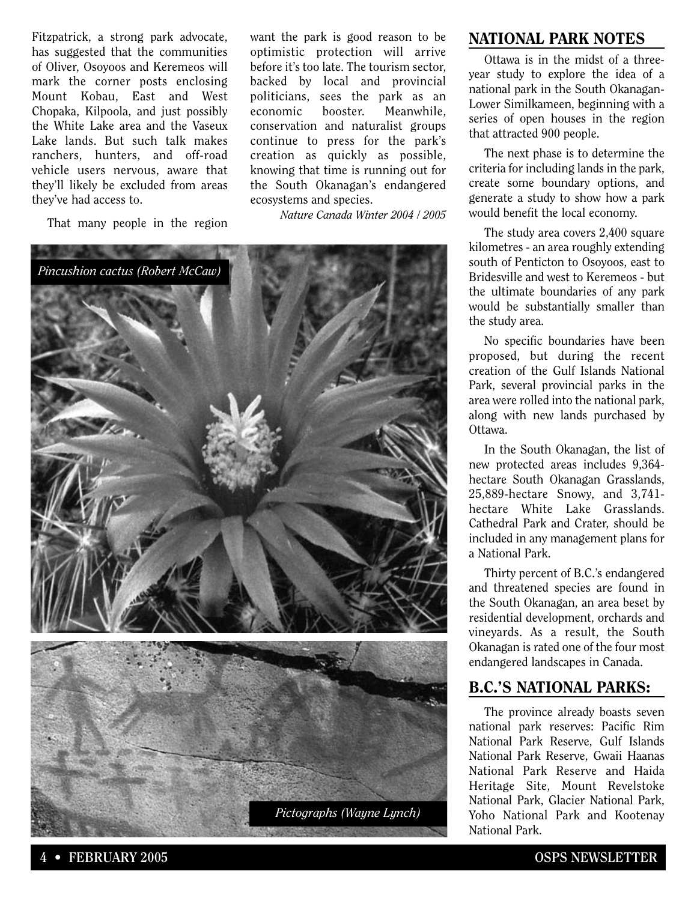Fitzpatrick, a strong park advocate, has suggested that the communities of Oliver, Osoyoos and Keremeos will mark the corner posts enclosing Mount Kobau, East and West Chopaka, Kilpoola, and just possibly the White Lake area and the Vaseux Lake lands. But such talk makes ranchers, hunters, and off-road vehicle users nervous, aware that they'll likely be excluded from areas they've had access to.

That many people in the region want the park is good reason to be optimistic protection will arrive before it's too late. The tourism sector, backed by local and provincial politicians, sees the park as an economic booster. Meanwhile, conservation and naturalist groups continue to press for the park's creation as quickly as possible, knowing that time is running out for the South Okanagan's endangered ecosystems and species.

*Nature Canada Winter 2004 / 2005*

*Pincushion cactus (Robert McCaw)*

*Pictographs (Wayne Lynch)*

## NATIONAL PARK NOTES

Ottawa is in the midst of a three-year study to explore the idea of a national park in the South Okanagan-Lower Similkameen, beginning with a series of open houses in the region that attracted 900 people.

The next phase is to determine the criteria for including lands in the park, create some boundary options, and generate a study to show how a park would benefit the local economy.

The study area covers 2,400 square kilometres - an area roughly extending south of Penticton to Osoyoos, east to Bridesville and west to Keremeos - but the ultimate boundaries of any park would be substantially smaller than the study area.

No specific boundaries have been proposed, but during the recent creation of the Gulf Islands National Park, several provincial parks in the area were rolled into the national park, along with new lands purchased by Ottawa.

In the South Okanagan, the list of new protected areas includes 9,364-hectare South Okanagan Grasslands, 25,889-hectare Snowy, and 3,741-hectare White Lake Grasslands. Cathedral Park and Crater, should be included in any management plans for a National Park.

Thirty percent of B.C.'s endangered and threatened species are found in the South Okanagan, an area beset by residential development, orchards and vineyards. As a result, the South Okanagan is rated one of the four most endangered landscapes in Canada.

## B.C.'S NATIONAL PARKS:

The province already boasts seven national park reserves: Pacific Rim National Park Reserve, Gulf Islands National Park Reserve, Gwaii Haanas National Park Reserve and Haida Heritage Site, Mount Revelstoke National Park, Glacier National Park, Yoho National Park and Kootenay National Park.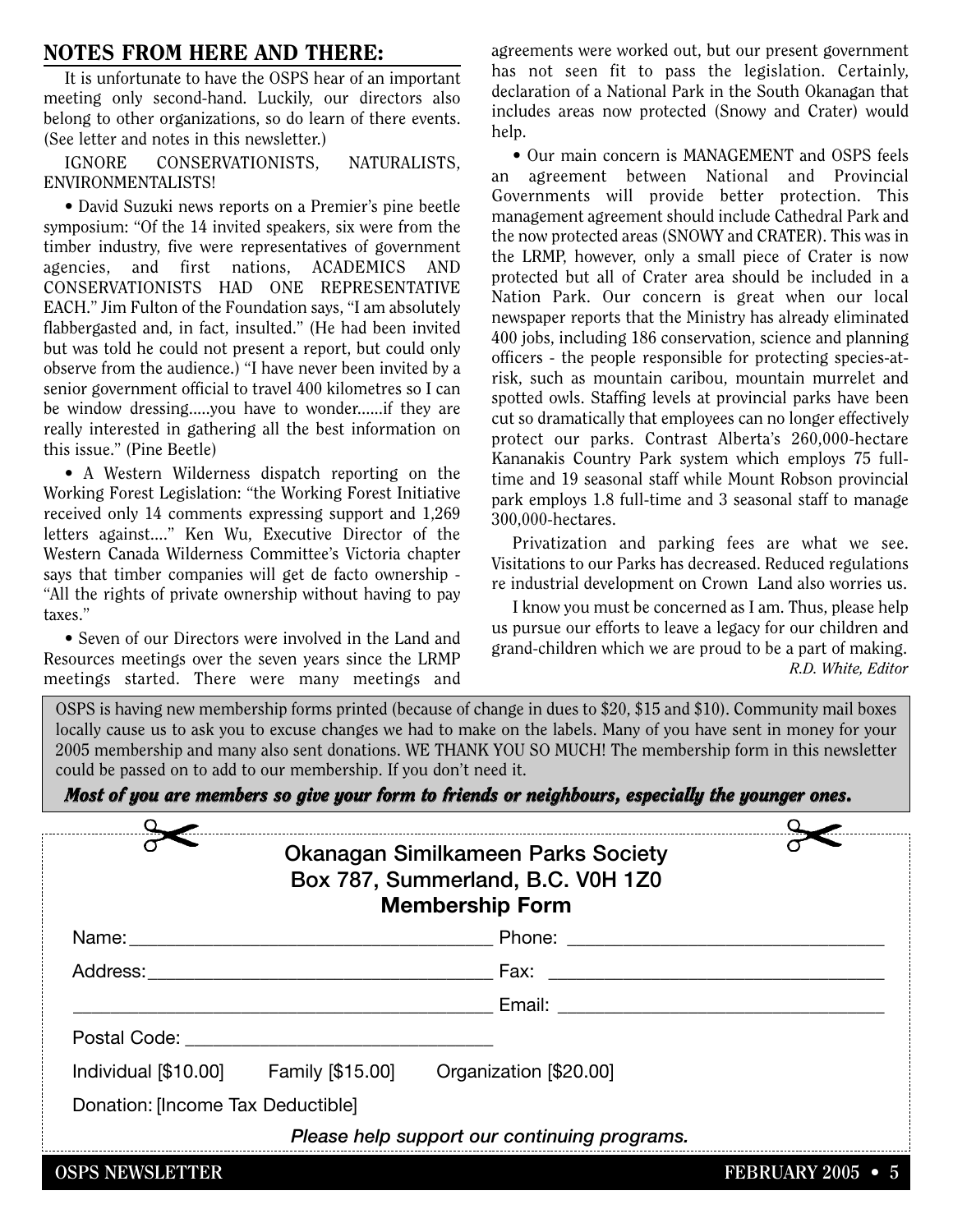## NOTES FROM HERE AND THERE:

It is unfortunate to have the OSPS hear of an important meeting only second-hand. Luckily, our directors also belong to other organizations, so do learn of there events. (See letter and notes in this newsletter.)

IGNORE CONSERVATIONISTS, NATURALISTS, ENVIRONMENTALISTS!

• David Suzuki news reports on a Premier's pine beetle symposium: "Of the 14 invited speakers, six were from the timber industry, five were representatives of government agencies, and first nations, ACADEMICS AND CONSERVATIONISTS HAD ONE REPRESENTATIVE EACH." Jim Fulton of the Foundation says, "I am absolutely flabbergasted and, in fact, insulted." (He had been invited but was told he could not present a report, but could only observe from the audience.) "I have never been invited by a senior government official to travel 400 kilometres so I can be window dressing.....you have to wonder......if they are really interested in gathering all the best information on this issue." (Pine Beetle)

• A Western Wilderness dispatch reporting on the Working Forest Legislation: "the Working Forest Initiative received only 14 comments expressing support and 1,269 letters against...." Ken Wu, Executive Director of the Western Canada Wilderness Committee's Victoria chapter says that timber companies will get de facto ownership - "All the rights of private ownership without having to pay taxes."

• Seven of our Directors were involved in the Land and Resources meetings over the seven years since the LRMP meetings started. There were many meetings and agreements were worked out, but our present government has not seen fit to pass the legislation. Certainly, declaration of a National Park in the South Okanagan that includes areas now protected (Snowy and Crater) would help.

• Our main concern is MANAGEMENT and OSPS feels an agreement between National and Provincial Governments will provide better protection. This management agreement should include Cathedral Park and the now protected areas (SNOWY and CRATER). This was in the LRMP, however, only a small piece of Crater is now protected but all of Crater area should be included in a Nation Park. Our concern is great when our local newspaper reports that the Ministry has already eliminated 400 jobs, including 186 conservation, science and planning officers - the people responsible for protecting species-at-risk, such as mountain caribou, mountain murrelet and spotted owls. Staffing levels at provincial parks have been cut so dramatically that employees can no longer effectively protect our parks. Contrast Alberta's 260,000-hectare Kananakis Country Park system which employs 75 full-time and 19 seasonal staff while Mount Robson provincial park employs 1.8 full-time and 3 seasonal staff to manage 300,000-hectares.

Privatization and parking fees are what we see. Visitations to our Parks has decreased. Reduced regulations re industrial development on Crown Land also worries us.

I know you must be concerned as I am. Thus, please help us pursue our efforts to leave a legacy for our children and grand-children which we are proud to be a part of making.

*R.D. White, Editor*

OSPS is having new membership forms printed (because of change in dues to $20, $15 and $10). Community mail boxes locally cause us to ask you to excuse changes we had to make on the labels. Many of you have sent in money for your 2005 membership and many also sent donations. WE THANK YOU SO MUCH! The membership form in this newsletter could be passed on to add to our membership. If you don't need it.

***Most of you are members so give your form to friends or neighbours, especially the younger ones.***

---

**Okanagan Similkameen Parks Society**
**Box 787, Summerland, B.C. V0H 1Z0**
**Membership Form**

Name: ______________________ Phone: ______________________

Address: ______________________ Fax: ______________________

______________________ Email: ______________________

Postal Code: ______________________

Individual [$10.00] Family [$15.00] Organization [$20.00]

Donation: [Income Tax Deductible]

*Please help support our continuing programs.*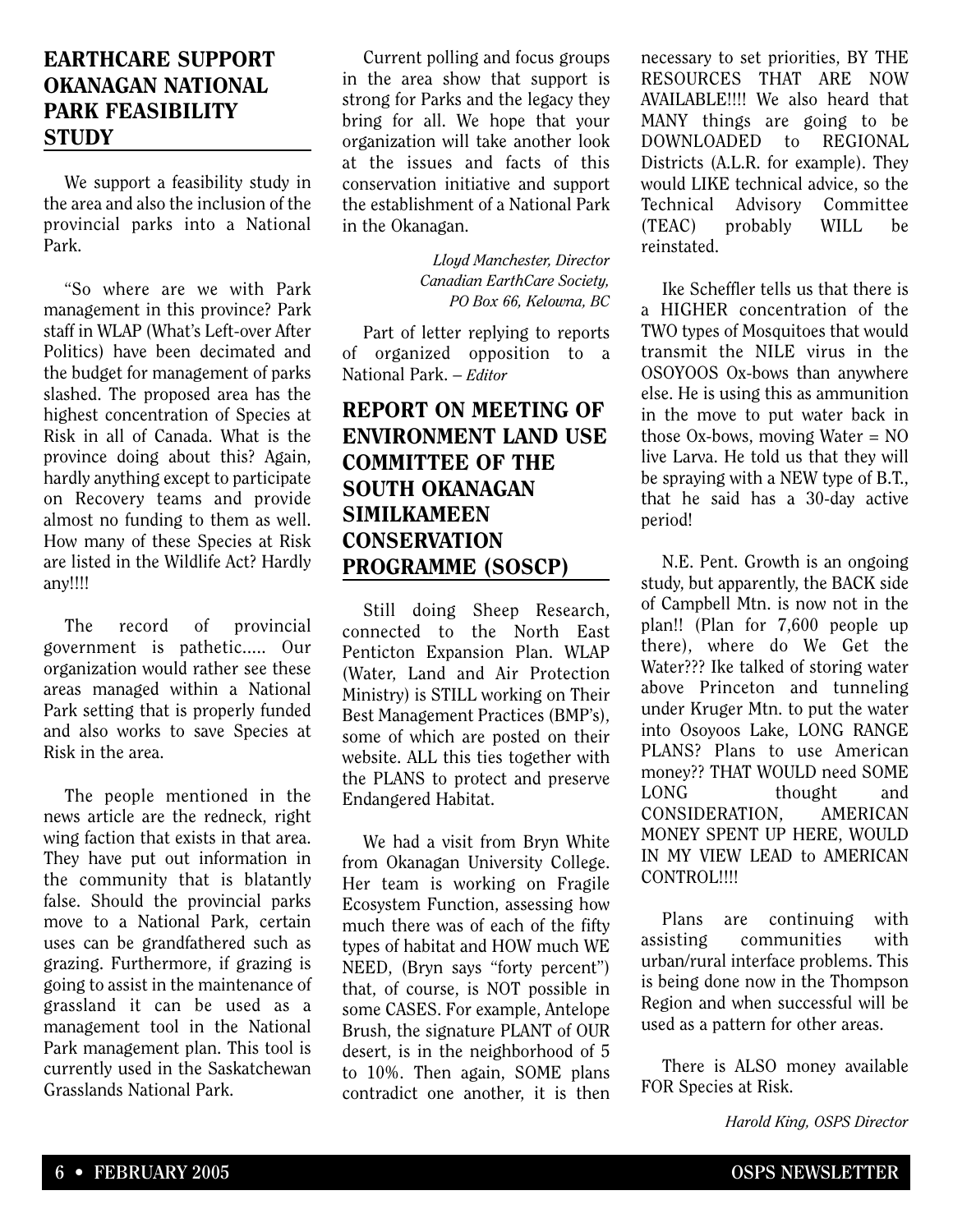## EARTHCARE SUPPORT OKANAGAN NATIONAL PARK FEASIBILITY STUDY

We support a feasibility study in the area and also the inclusion of the provincial parks into a National Park.

"So where are we with Park management in this province? Park staff in WLAP (What's Left-over After Politics) have been decimated and the budget for management of parks slashed. The proposed area has the highest concentration of Species at Risk in all of Canada. What is the province doing about this? Again, hardly anything except to participate on Recovery teams and provide almost no funding to them as well. How many of these Species at Risk are listed in the Wildlife Act? Hardly any!!!!

The record of provincial government is pathetic..... Our organization would rather see these areas managed within a National Park setting that is properly funded and also works to save Species at Risk in the area.

The people mentioned in the news article are the redneck, right wing faction that exists in that area. They have put out information in the community that is blatantly false. Should the provincial parks move to a National Park, certain uses can be grandfathered such as grazing. Furthermore, if grazing is going to assist in the maintenance of grassland it can be used as a management tool in the National Park management plan. This tool is currently used in the Saskatchewan Grasslands National Park.

Current polling and focus groups in the area show that support is strong for Parks and the legacy they bring for all. We hope that your organization will take another look at the issues and facts of this conservation initiative and support the establishment of a National Park in the Okanagan.

*Lloyd Manchester, Director*
*Canadian EarthCare Society,*
*PO Box 66, Kelowna, BC*

Part of letter replying to reports of organized opposition to a National Park. – *Editor*

## REPORT ON MEETING OF ENVIRONMENT LAND USE COMMITTEE OF THE SOUTH OKANAGAN SIMILKAMEEN CONSERVATION PROGRAMME (SOSCP)

Still doing Sheep Research, connected to the North East Penticton Expansion Plan. WLAP (Water, Land and Air Protection Ministry) is STILL working on Their Best Management Practices (BMP's), some of which are posted on their website. ALL this ties together with the PLANS to protect and preserve Endangered Habitat.

We had a visit from Bryn White from Okanagan University College. Her team is working on Fragile Ecosystem Function, assessing how much there was of each of the fifty types of habitat and HOW much WE NEED, (Bryn says "forty percent") that, of course, is NOT possible in some CASES. For example, Antelope Brush, the signature PLANT of OUR desert, is in the neighborhood of 5 to 10%. Then again, SOME plans contradict one another, it is then necessary to set priorities, BY THE RESOURCES THAT ARE NOW AVAILABLE!!!! We also heard that MANY things are going to be DOWNLOADED to REGIONAL Districts (A.L.R. for example). They would LIKE technical advice, so the Technical Advisory Committee (TEAC) probably WILL be reinstated.

Ike Scheffler tells us that there is a HIGHER concentration of the TWO types of Mosquitoes that would transmit the NILE virus in the OSOYOOS Ox-bows than anywhere else. He is using this as ammunition in the move to put water back in those Ox-bows, moving Water = NO live Larva. He told us that they will be spraying with a NEW type of B.T., that he said has a 30-day active period!

N.E. Pent. Growth is an ongoing study, but apparently, the BACK side of Campbell Mtn. is now not in the plan!! (Plan for 7,600 people up there), where do We Get the Water??? Ike talked of storing water above Princeton and tunneling under Kruger Mtn. to put the water into Osoyoos Lake, LONG RANGE PLANS? Plans to use American money?? THAT WOULD need SOME LONG thought and CONSIDERATION, AMERICAN MONEY SPENT UP HERE, WOULD IN MY VIEW LEAD to AMERICAN CONTROL!!!!

Plans are continuing with assisting communities with urban/rural interface problems. This is being done now in the Thompson Region and when successful will be used as a pattern for other areas.

There is ALSO money available FOR Species at Risk.

*Harold King, OSPS Director*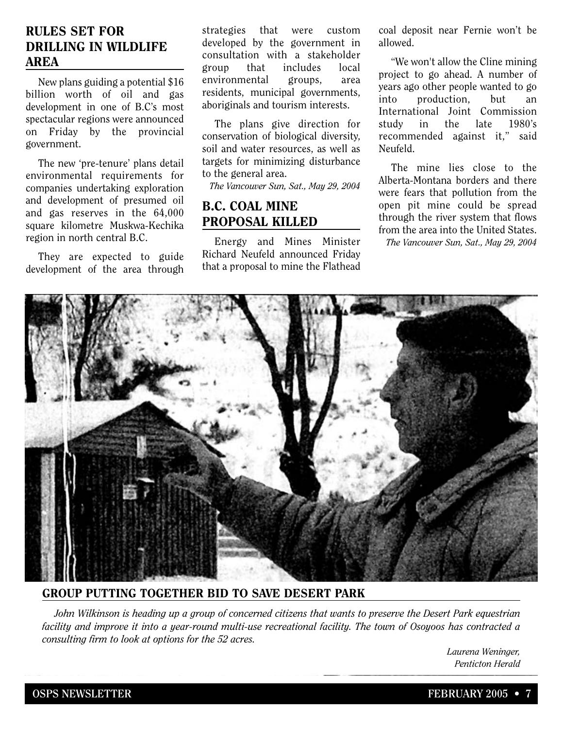## RULES SET FOR DRILLING IN WILDLIFE AREA

New plans guiding a potential $16 billion worth of oil and gas development in one of B.C's most spectacular regions were announced on Friday by the provincial government.

The new 'pre-tenure' plans detail environmental requirements for companies undertaking exploration and development of presumed oil and gas reserves in the 64,000 square kilometre Muskwa-Kechika region in north central B.C.

They are expected to guide development of the area through strategies that were custom developed by the government in consultation with a stakeholder group that includes local environmental groups, area residents, municipal governments, aboriginals and tourism interests.

The plans give direction for conservation of biological diversity, soil and water resources, as well as targets for minimizing disturbance to the general area.

*The Vancouver Sun, Sat., May 29, 2004*

## B.C. COAL MINE PROPOSAL KILLED

Energy and Mines Minister Richard Neufeld announced Friday that a proposal to mine the Flathead coal deposit near Fernie won't be allowed.

"We won't allow the Cline mining project to go ahead. A number of years ago other people wanted to go into production, but an International Joint Commission study in the late 1980's recommended against it," said Neufeld.

The mine lies close to the Alberta-Montana borders and there were fears that pollution from the open pit mine could be spread through the river system that flows from the area into the United States.

*The Vancouver Sun, Sat., May 29, 2004*

## GROUP PUTTING TOGETHER BID TO SAVE DESERT PARK

*John Wilkinson is heading up a group of concerned citizens that wants to preserve the Desert Park equestrian facility and improve it into a year-round multi-use recreational facility. The town of Osoyoos has contracted a consulting firm to look at options for the 52 acres.*

*Laurena Weninger, Penticton Herald*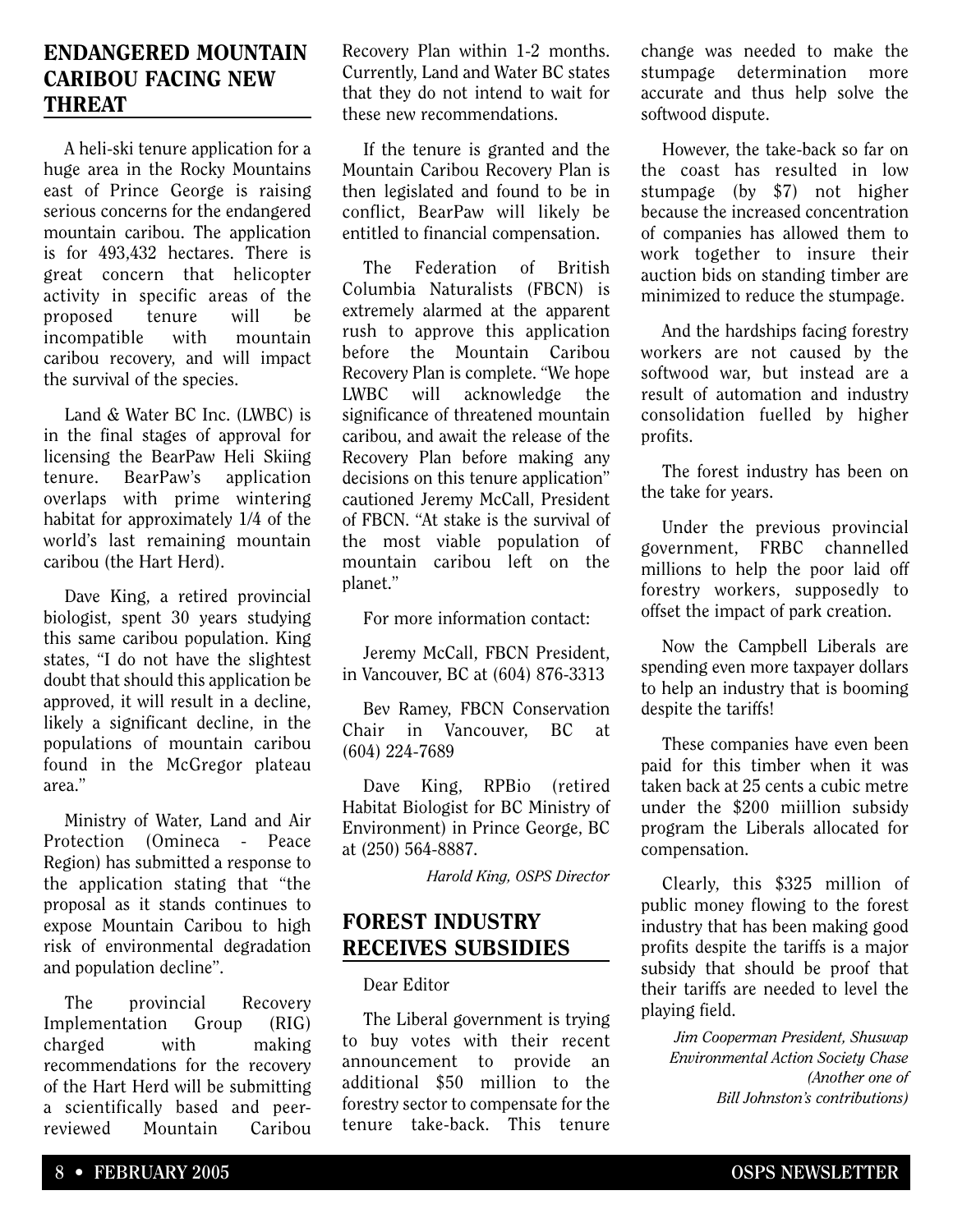## ENDANGERED MOUNTAIN CARIBOU FACING NEW THREAT

A heli-ski tenure application for a huge area in the Rocky Mountains east of Prince George is raising serious concerns for the endangered mountain caribou. The application is for 493,432 hectares. There is great concern that helicopter activity in specific areas of the proposed tenure will be incompatible with mountain caribou recovery, and will impact the survival of the species.

Land & Water BC Inc. (LWBC) is in the final stages of approval for licensing the BearPaw Heli Skiing tenure. BearPaw's application overlaps with prime wintering habitat for approximately 1/4 of the world's last remaining mountain caribou (the Hart Herd).

Dave King, a retired provincial biologist, spent 30 years studying this same caribou population. King states, "I do not have the slightest doubt that should this application be approved, it will result in a decline, likely a significant decline, in the populations of mountain caribou found in the McGregor plateau area."

Ministry of Water, Land and Air Protection (Omineca - Peace Region) has submitted a response to the application stating that "the proposal as it stands continues to expose Mountain Caribou to high risk of environmental degradation and population decline".

The provincial Recovery Implementation Group (RIG) charged with making recommendations for the recovery of the Hart Herd will be submitting a scientifically based and peer-reviewed Mountain Caribou Recovery Plan within 1-2 months. Currently, Land and Water BC states that they do not intend to wait for these new recommendations.

If the tenure is granted and the Mountain Caribou Recovery Plan is then legislated and found to be in conflict, BearPaw will likely be entitled to financial compensation.

The Federation of British Columbia Naturalists (FBCN) is extremely alarmed at the apparent rush to approve this application before the Mountain Caribou Recovery Plan is complete. "We hope LWBC will acknowledge the significance of threatened mountain caribou, and await the release of the Recovery Plan before making any decisions on this tenure application" cautioned Jeremy McCall, President of FBCN. "At stake is the survival of the most viable population of mountain caribou left on the planet."

For more information contact:

Jeremy McCall, FBCN President, in Vancouver, BC at (604) 876-3313

Bev Ramey, FBCN Conservation Chair in Vancouver, BC at (604) 224-7689

Dave King, RPBio (retired Habitat Biologist for BC Ministry of Environment) in Prince George, BC at (250) 564-8887.

*Harold King, OSPS Director*

## FOREST INDUSTRY RECEIVES SUBSIDIES

Dear Editor

The Liberal government is trying to buy votes with their recent announcement to provide an additional $50 million to the forestry sector to compensate for the tenure take-back. This tenure change was needed to make the stumpage determination more accurate and thus help solve the softwood dispute.

However, the take-back so far on the coast has resulted in low stumpage (by $7) not higher because the increased concentration of companies has allowed them to work together to insure their auction bids on standing timber are minimized to reduce the stumpage.

And the hardships facing forestry workers are not caused by the softwood war, but instead are a result of automation and industry consolidation fuelled by higher profits.

The forest industry has been on the take for years.

Under the previous provincial government, FRBC channelled millions to help the poor laid off forestry workers, supposedly to offset the impact of park creation.

Now the Campbell Liberals are spending even more taxpayer dollars to help an industry that is booming despite the tariffs!

These companies have even been paid for this timber when it was taken back at 25 cents a cubic metre under the $200 miillion subsidy program the Liberals allocated for compensation.

Clearly, this $325 million of public money flowing to the forest industry that has been making good profits despite the tariffs is a major subsidy that should be proof that their tariffs are needed to level the playing field.

*Jim Cooperman President, Shuswap Environmental Action Society Chase*
*(Another one of Bill Johnston's contributions)*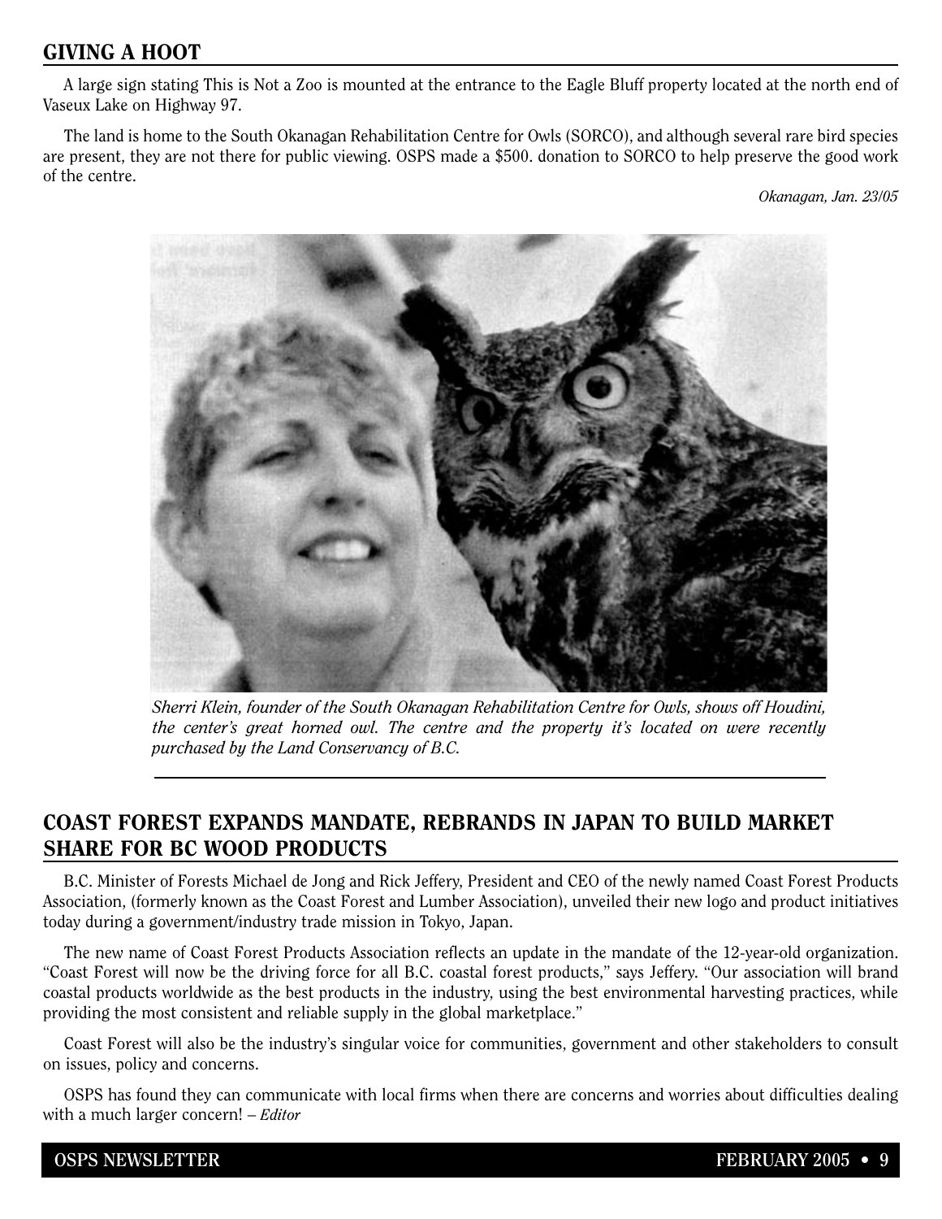## GIVING A HOOT

A large sign stating This is Not a Zoo is mounted at the entrance to the Eagle Bluff property located at the north end of Vaseux Lake on Highway 97.

The land is home to the South Okanagan Rehabilitation Centre for Owls (SORCO), and although several rare bird species are present, they are not there for public viewing. OSPS made a $500. donation to SORCO to help preserve the good work of the centre.

*Okanagan, Jan. 23/05*

*Sherri Klein, founder of the South Okanagan Rehabilitation Centre for Owls, shows off Houdini, the center's great horned owl. The centre and the property it's located on were recently purchased by the Land Conservancy of B.C.*

## COAST FOREST EXPANDS MANDATE, REBRANDS IN JAPAN TO BUILD MARKET SHARE FOR BC WOOD PRODUCTS

B.C. Minister of Forests Michael de Jong and Rick Jeffery, President and CEO of the newly named Coast Forest Products Association, (formerly known as the Coast Forest and Lumber Association), unveiled their new logo and product initiatives today during a government/industry trade mission in Tokyo, Japan.

The new name of Coast Forest Products Association reflects an update in the mandate of the 12-year-old organization. "Coast Forest will now be the driving force for all B.C. coastal forest products," says Jeffery. "Our association will brand coastal products worldwide as the best products in the industry, using the best environmental harvesting practices, while providing the most consistent and reliable supply in the global marketplace."

Coast Forest will also be the industry's singular voice for communities, government and other stakeholders to consult on issues, policy and concerns.

OSPS has found they can communicate with local firms when there are concerns and worries about difficulties dealing with a much larger concern! – *Editor*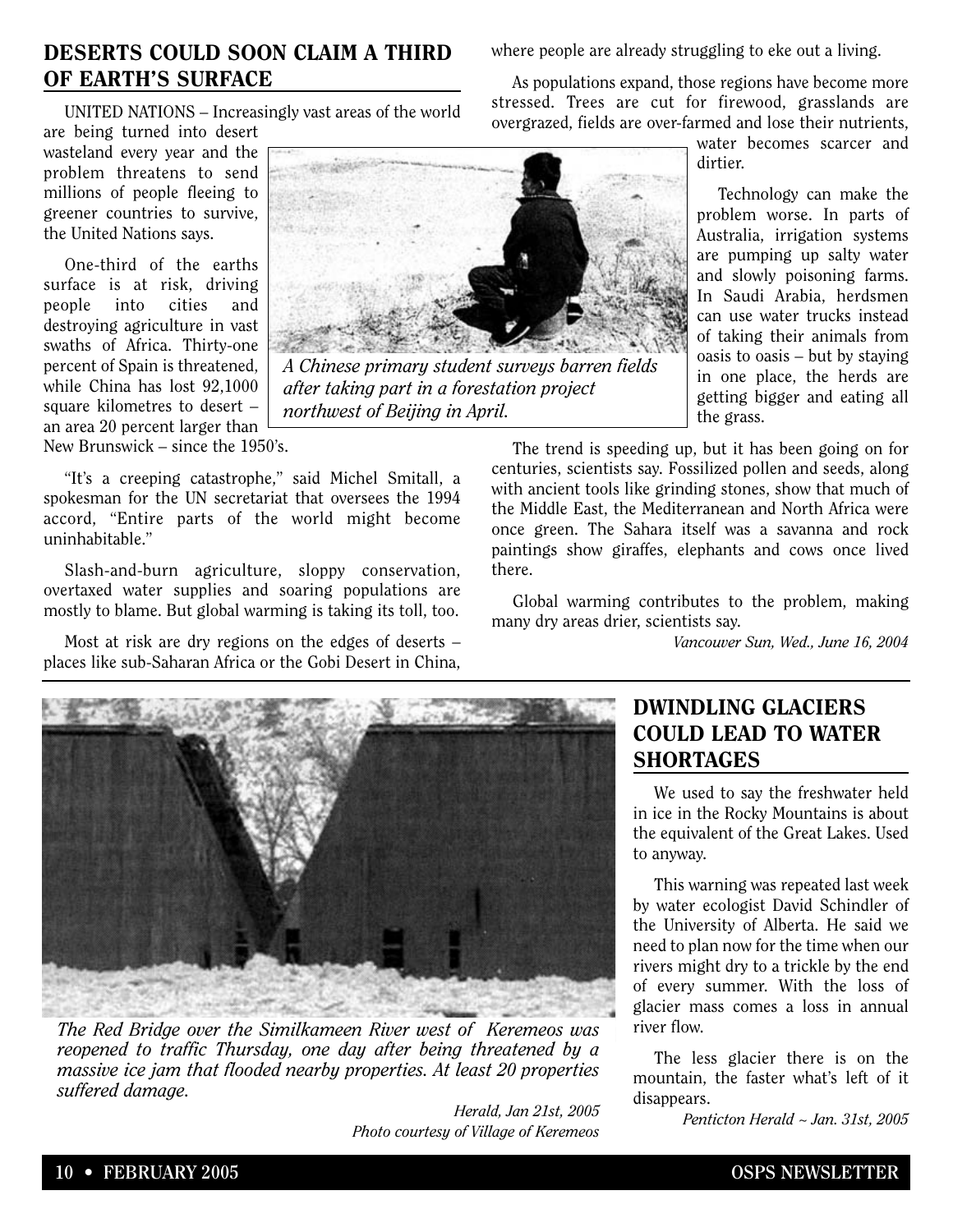## DESERTS COULD SOON CLAIM A THIRD OF EARTH'S SURFACE

UNITED NATIONS – Increasingly vast areas of the world are being turned into desert wasteland every year and the problem threatens to send millions of people fleeing to greener countries to survive, the United Nations says.

One-third of the earths surface is at risk, driving people into cities and destroying agriculture in vast swaths of Africa. Thirty-one percent of Spain is threatened, while China has lost 92,1000 square kilometres to desert – an area 20 percent larger than New Brunswick – since the 1950's.

*A Chinese primary student surveys barren fields after taking part in a forestation project northwest of Beijing in April.*

"It's a creeping catastrophe," said Michel Smitall, a spokesman for the UN secretariat that oversees the 1994 accord, "Entire parts of the world might become uninhabitable."

Slash-and-burn agriculture, sloppy conservation, overtaxed water supplies and soaring populations are mostly to blame. But global warming is taking its toll, too.

Most at risk are dry regions on the edges of deserts – places like sub-Saharan Africa or the Gobi Desert in China, where people are already struggling to eke out a living.

As populations expand, those regions have become more stressed. Trees are cut for firewood, grasslands are overgrazed, fields are over-farmed and lose their nutrients, water becomes scarcer and dirtier.

Technology can make the problem worse. In parts of Australia, irrigation systems are pumping up salty water and slowly poisoning farms. In Saudi Arabia, herdsmen can use water trucks instead of taking their animals from oasis to oasis – but by staying in one place, the herds are getting bigger and eating all the grass.

The trend is speeding up, but it has been going on for centuries, scientists say. Fossilized pollen and seeds, along with ancient tools like grinding stones, show that much of the Middle East, the Mediterranean and North Africa were once green. The Sahara itself was a savanna and rock paintings show giraffes, elephants and cows once lived there.

Global warming contributes to the problem, making many dry areas drier, scientists say.

*Vancouver Sun, Wed., June 16, 2004*

*The Red Bridge over the Similkameen River west of Keremeos was reopened to traffic Thursday, one day after being threatened by a massive ice jam that flooded nearby properties. At least 20 properties suffered damage.*

*Herald, Jan 21st, 2005*
*Photo courtesy of Village of Keremeos*

## DWINDLING GLACIERS COULD LEAD TO WATER SHORTAGES

We used to say the freshwater held in ice in the Rocky Mountains is about the equivalent of the Great Lakes. Used to anyway.

This warning was repeated last week by water ecologist David Schindler of the University of Alberta. He said we need to plan now for the time when our rivers might dry to a trickle by the end of every summer. With the loss of glacier mass comes a loss in annual river flow.

The less glacier there is on the mountain, the faster what's left of it disappears.

*Penticton Herald ~ Jan. 31st, 2005*